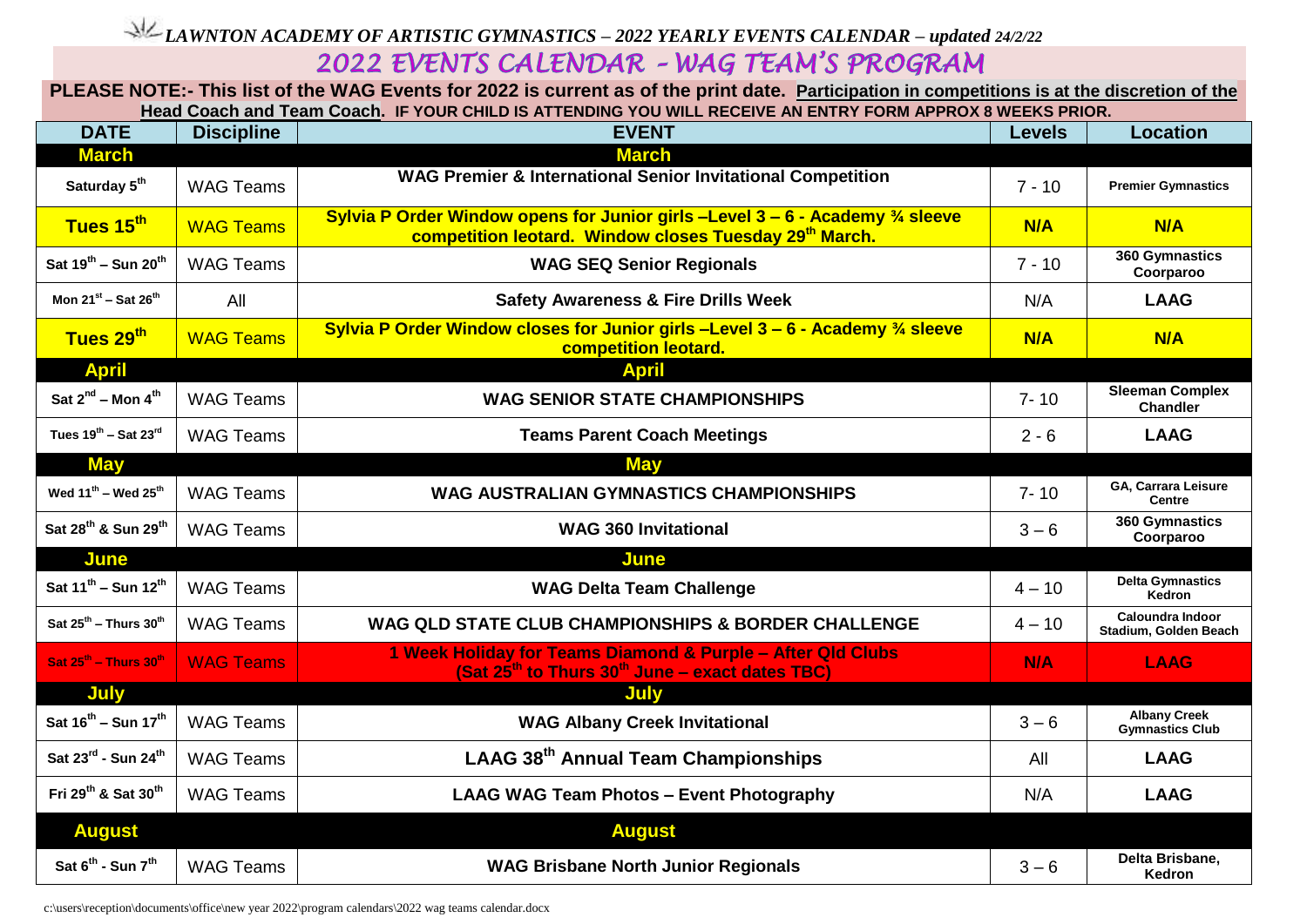*LAWNTON ACADEMY OF ARTISTIC GYMNASTICS – 2022 YEARLY EVENTS CALENDAR – updated 24/2/22*

# 2022 EVENTS CALENDAR - WAG TEAM'S PROGRAM

**PLEASE NOTE:- This list of the WAG Events for 2022 is current as of the print date. Participation in competitions is at the discretion of the Head Coach and Team Coach. IF YOUR CHILD IS ATTENDING YOU WILL RECEIVE AN ENTRY FORM APPROX 8 WEEKS PRIOR.**

| DATE | Discipline | EVENT | Levels | Location |
|---|---|---|---|---|
| **March** | | **March** | | |
| Saturday 5th | WAG Teams | **WAG Premier & International Senior Invitational Competition** | 7 - 10 | **Premier Gymnastics** |
| **Tues 15th** | WAG Teams | **Sylvia P Order Window opens for Junior girls –Level 3 – 6 - Academy ¾ sleeve competition leotard. Window closes Tuesday 29th March.** | **N/A** | **N/A** |
| Sat 19th – Sun 20th | WAG Teams | **WAG SEQ Senior Regionals** | 7 - 10 | **360 Gymnastics Coorparoo** |
| Mon 21st – Sat 26th | All | **Safety Awareness & Fire Drills Week** | N/A | **LAAG** |
| **Tues 29th** | WAG Teams | **Sylvia P Order Window closes for Junior girls –Level 3 – 6 - Academy ¾ sleeve competition leotard.** | **N/A** | **N/A** |
| **April** | | **April** | | |
| Sat 2nd – Mon 4th | WAG Teams | **WAG SENIOR STATE CHAMPIONSHIPS** | 7- 10 | **Sleeman Complex Chandler** |
| Tues 19th – Sat 23rd | WAG Teams | **Teams Parent Coach Meetings** | 2 - 6 | **LAAG** |
| **May** | | **May** | | |
| Wed 11th – Wed 25th | WAG Teams | **WAG AUSTRALIAN GYMNASTICS CHAMPIONSHIPS** | 7- 10 | **GA, Carrara Leisure Centre** |
| Sat 28th & Sun 29th | WAG Teams | **WAG 360 Invitational** | 3 – 6 | **360 Gymnastics Coorparoo** |
| **June** | | **June** | | |
| Sat 11th – Sun 12th | WAG Teams | **WAG Delta Team Challenge** | 4 – 10 | **Delta Gymnastics Kedron** |
| Sat 25th – Thurs 30th | WAG Teams | **WAG QLD STATE CLUB CHAMPIONSHIPS & BORDER CHALLENGE** | 4 – 10 | **Caloundra Indoor Stadium, Golden Beach** |
| Sat 25th – Thurs 30th | WAG Teams | **1 Week Holiday for Teams Diamond & Purple – After Qld Clubs (Sat 25th to Thurs 30th June – exact dates TBC)** | **N/A** | **LAAG** |
| **July** | | **July** | | |
| Sat 16th – Sun 17th | WAG Teams | **WAG Albany Creek Invitational** | 3 – 6 | **Albany Creek Gymnastics Club** |
| Sat 23rd - Sun 24th | WAG Teams | **LAAG 38th Annual Team Championships** | All | **LAAG** |
| Fri 29th & Sat 30th | WAG Teams | **LAAG WAG Team Photos – Event Photography** | N/A | **LAAG** |
| **August** | | **August** | | |
| Sat 6th - Sun 7th | WAG Teams | **WAG Brisbane North Junior Regionals** | 3 – 6 | **Delta Brisbane, Kedron** |

c:\users\reception\documents\office\new year 2022\program calendars\2022 wag teams calendar.docx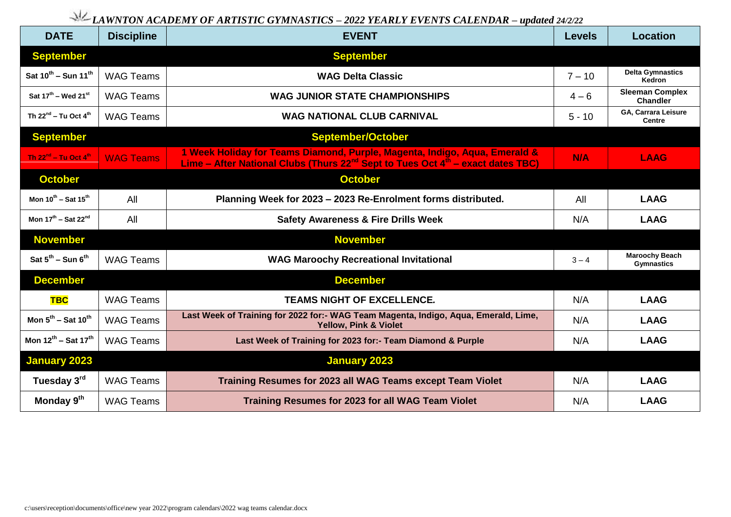*LAWNTON ACADEMY OF ARTISTIC GYMNASTICS – 2022 YEARLY EVENTS CALENDAR – updated 24/2/22*

| DATE | Discipline | EVENT | Levels | Location |
|---|---|---|---|---|
| **September** | | **September** | | |
| Sat 10th – Sun 11th | WAG Teams | **WAG Delta Classic** | 7 – 10 | **Delta Gymnastics Kedron** |
| Sat 17th – Wed 21st | WAG Teams | **WAG JUNIOR STATE CHAMPIONSHIPS** | 4 – 6 | **Sleeman Complex Chandler** |
| Th 22nd – Tu Oct 4th | WAG Teams | **WAG NATIONAL CLUB CARNIVAL** | 5 - 10 | **GA, Carrara Leisure Centre** |
| **September** | | **September/October** | | |
| Th 22nd – Tu Oct 4th | WAG Teams | **1 Week Holiday for Teams Diamond, Purple, Magenta, Indigo, Aqua, Emerald & Lime – After National Clubs (Thurs 22nd Sept to Tues Oct 4th – exact dates TBC)** | **N/A** | **LAAG** |
| **October** | | **October** | | |
| Mon 10th – Sat 15th | All | **Planning Week for 2023 – 2023 Re-Enrolment forms distributed.** | All | **LAAG** |
| Mon 17th – Sat 22nd | All | **Safety Awareness & Fire Drills Week** | N/A | **LAAG** |
| **November** | | **November** | | |
| Sat 5th – Sun 6th | WAG Teams | **WAG Maroochy Recreational Invitational** | 3 – 4 | **Maroochy Beach Gymnastics** |
| **December** | | **December** | | |
| **TBC** | WAG Teams | **TEAMS NIGHT OF EXCELLENCE.** | N/A | **LAAG** |
| Mon 5th – Sat 10th | WAG Teams | **Last Week of Training for 2022 for:- WAG Team Magenta, Indigo, Aqua, Emerald, Lime, Yellow, Pink & Violet** | N/A | **LAAG** |
| Mon 12th – Sat 17th | WAG Teams | **Last Week of Training for 2023 for:- Team Diamond & Purple** | N/A | **LAAG** |
| **January 2023** | | **January 2023** | | |
| **Tuesday 3rd** | WAG Teams | **Training Resumes for 2023 all WAG Teams except Team Violet** | N/A | **LAAG** |
| **Monday 9th** | WAG Teams | **Training Resumes for 2023 for all WAG Team Violet** | N/A | **LAAG** |

c:\users\reception\documents\office\new year 2022\program calendars\2022 wag teams calendar.docx